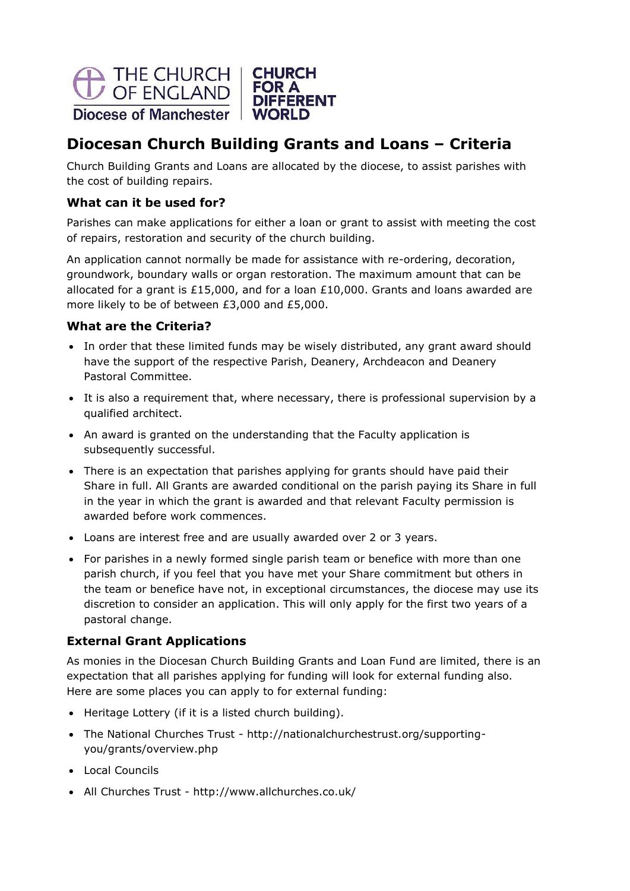THE CHURCH OF ENGLAND | CHURCH FOR A DIFFERENT WORLD

Diocese of Manchester

# Diocesan Church Building Grants and Loans – Criteria

Church Building Grants and Loans are allocated by the diocese, to assist parishes with the cost of building repairs.

### What can it be used for?

Parishes can make applications for either a loan or grant to assist with meeting the cost of repairs, restoration and security of the church building.

An application cannot normally be made for assistance with re-ordering, decoration, groundwork, boundary walls or organ restoration. The maximum amount that can be allocated for a grant is £15,000, and for a loan £10,000. Grants and loans awarded are more likely to be of between £3,000 and £5,000.

### What are the Criteria?

- In order that these limited funds may be wisely distributed, any grant award should have the support of the respective Parish, Deanery, Archdeacon and Deanery Pastoral Committee.
- It is also a requirement that, where necessary, there is professional supervision by a qualified architect.
- An award is granted on the understanding that the Faculty application is subsequently successful.
- There is an expectation that parishes applying for grants should have paid their Share in full. All Grants are awarded conditional on the parish paying its Share in full in the year in which the grant is awarded and that relevant Faculty permission is awarded before work commences.
- Loans are interest free and are usually awarded over 2 or 3 years.
- For parishes in a newly formed single parish team or benefice with more than one parish church, if you feel that you have met your Share commitment but others in the team or benefice have not, in exceptional circumstances, the diocese may use its discretion to consider an application. This will only apply for the first two years of a pastoral change.

### External Grant Applications

As monies in the Diocesan Church Building Grants and Loan Fund are limited, there is an expectation that all parishes applying for funding will look for external funding also. Here are some places you can apply to for external funding:

- Heritage Lottery (if it is a listed church building).
- The National Churches Trust - http://nationalchurchestrust.org/supporting-you/grants/overview.php
- Local Councils
- All Churches Trust - http://www.allchurches.co.uk/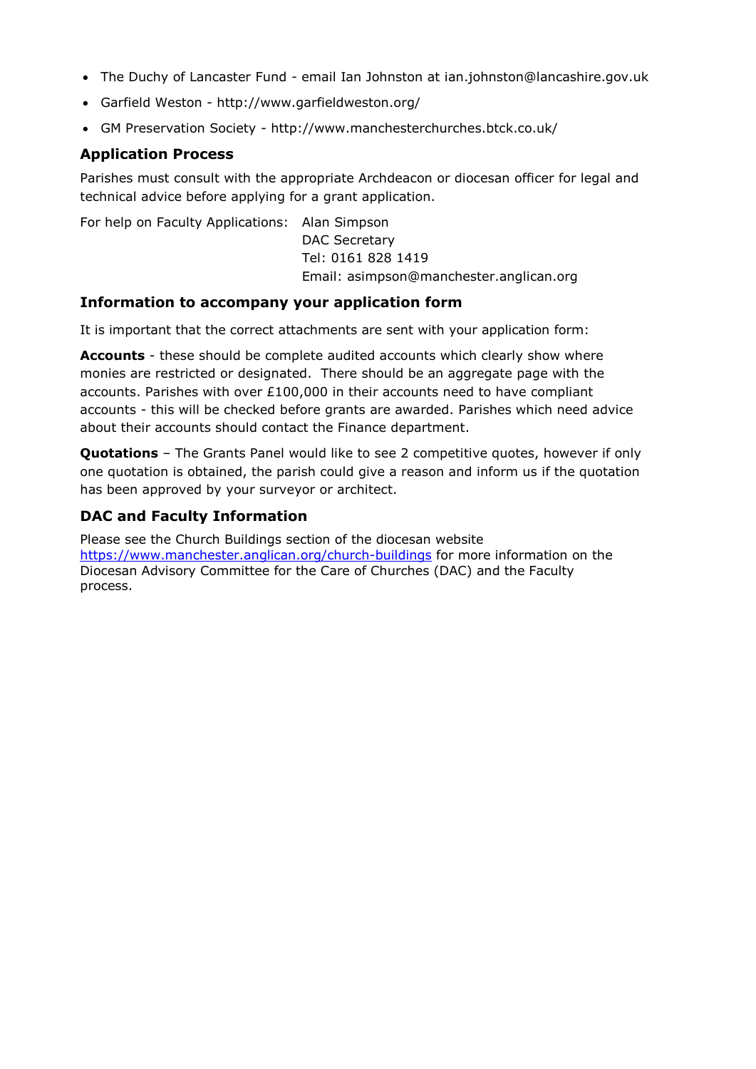- The Duchy of Lancaster Fund - email Ian Johnston at ian.johnston@lancashire.gov.uk
- Garfield Weston - http://www.garfieldweston.org/
- GM Preservation Society - http://www.manchesterchurches.btck.co.uk/

### Application Process

Parishes must consult with the appropriate Archdeacon or diocesan officer for legal and technical advice before applying for a grant application.

For help on Faculty Applications: Alan Simpson
DAC Secretary
Tel: 0161 828 1419
Email: asimpson@manchester.anglican.org

### Information to accompany your application form

It is important that the correct attachments are sent with your application form:

**Accounts** - these should be complete audited accounts which clearly show where monies are restricted or designated. There should be an aggregate page with the accounts. Parishes with over £100,000 in their accounts need to have compliant accounts - this will be checked before grants are awarded. Parishes which need advice about their accounts should contact the Finance department.

**Quotations** – The Grants Panel would like to see 2 competitive quotes, however if only one quotation is obtained, the parish could give a reason and inform us if the quotation has been approved by your surveyor or architect.

### DAC and Faculty Information

Please see the Church Buildings section of the diocesan website https://www.manchester.anglican.org/church-buildings for more information on the Diocesan Advisory Committee for the Care of Churches (DAC) and the Faculty process.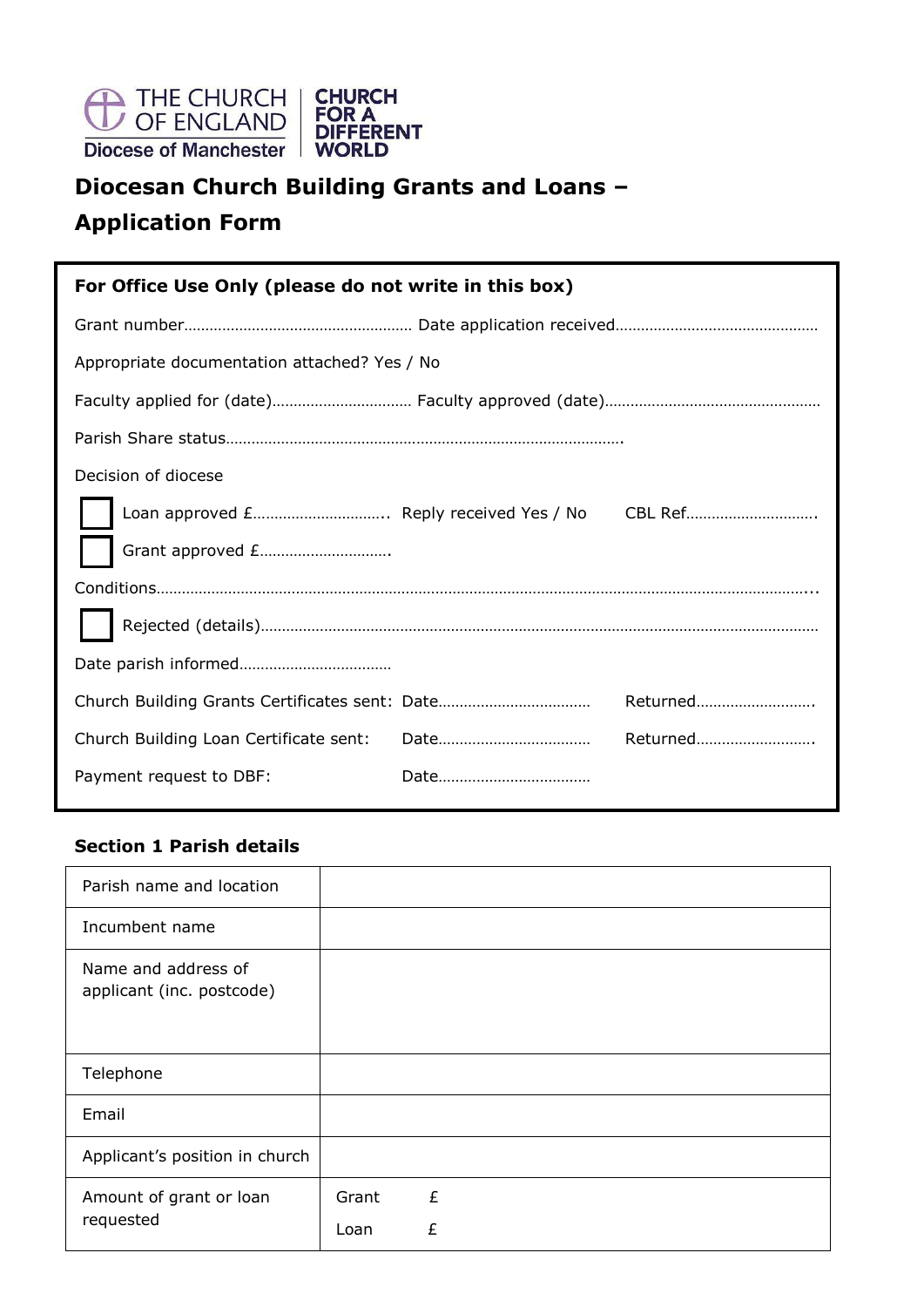THE CHURCH OF ENGLAND
Diocese of Manchester

CHURCH FOR A DIFFERENT WORLD

# Diocesan Church Building Grants and Loans – Application Form

**For Office Use Only (please do not write in this box)**

Grant number……………………………………………… Date application received………………………………………

Appropriate documentation attached? Yes / No

Faculty applied for (date)…………………………… Faculty approved (date)…………………………………………

Parish Share status…………………………………………………………………………….

Decision of diocese

☐ Loan approved £………………………….. Reply received Yes / No CBL Ref………………………….

☐ Grant approved £………………………….

Conditions…………………………………………………………………………………………………………………………..

☐ Rejected (details)……………………………………………………………………………………………………………

Date parish informed………………………………

Church Building Grants Certificates sent: Date……………………………… Returned……………………….

Church Building Loan Certificate sent: Date……………………………… Returned……………………….

Payment request to DBF: Date………………………………

## Section 1 Parish details

| | |
|---|---|
| Parish name and location | |
| Incumbent name | |
| Name and address of applicant (inc. postcode) | |
| Telephone | |
| Email | |
| Applicant's position in church | |
| Amount of grant or loan requested | Grant £<br>Loan £ |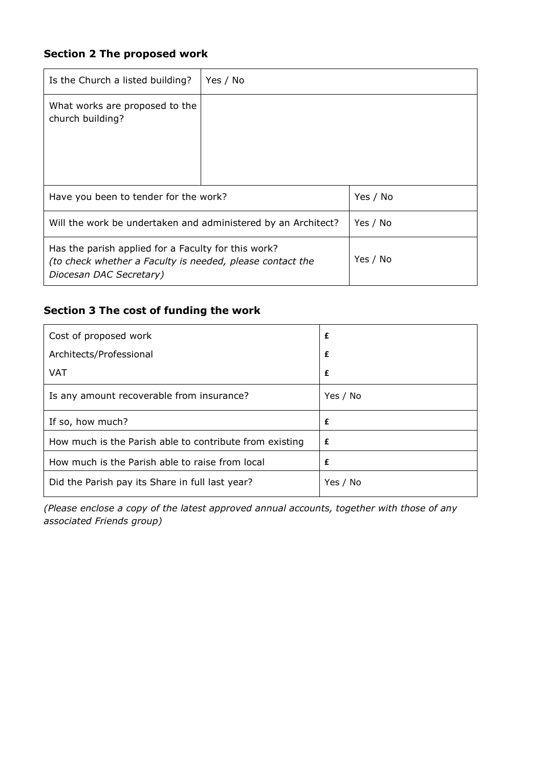### Section 2 The proposed work

| Is the Church a listed building? | Yes / No | |
|---|---|---|
| What works are proposed to the church building? | | |
| Have you been to tender for the work? | | Yes / No |
| Will the work be undertaken and administered by an Architect? | | Yes / No |
| Has the parish applied for a Faculty for this work? *(to check whether a Faculty is needed, please contact the Diocesan DAC Secretary)* | | Yes / No |

### Section 3 The cost of funding the work

| Cost of proposed work<br>Architects/Professional<br>VAT | £<br>£<br>£ |
|---|---|
| Is any amount recoverable from insurance? | Yes / No |
| If so, how much? | £ |
| How much is the Parish able to contribute from existing | £ |
| How much is the Parish able to raise from local | £ |
| Did the Parish pay its Share in full last year? | Yes / No |

*(Please enclose a copy of the latest approved annual accounts, together with those of any associated Friends group)*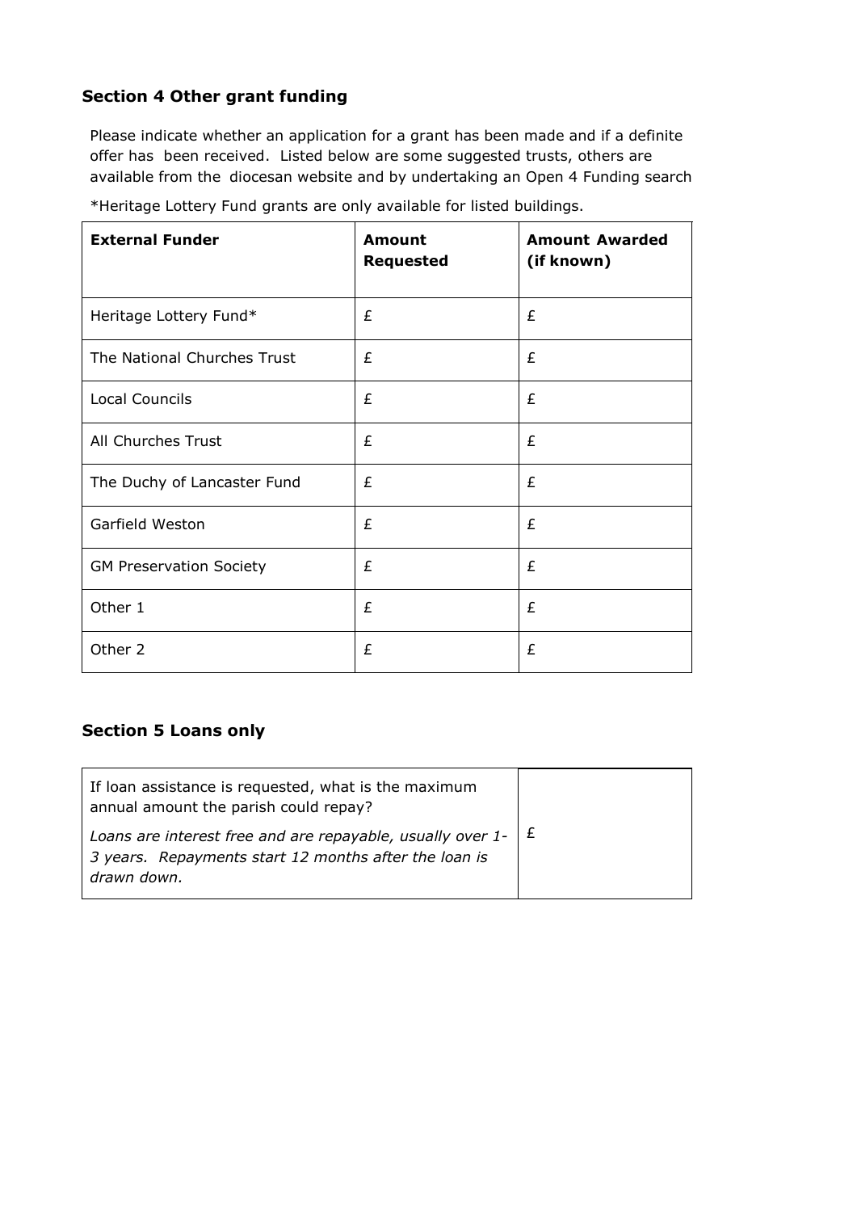## Section 4 Other grant funding

Please indicate whether an application for a grant has been made and if a definite offer has been received. Listed below are some suggested trusts, others are available from the diocesan website and by undertaking an Open 4 Funding search

*Heritage Lottery Fund grants are only available for listed buildings.

| External Funder | Amount Requested | Amount Awarded (if known) |
|---|---|---|
| Heritage Lottery Fund* | £ | £ |
| The National Churches Trust | £ | £ |
| Local Councils | £ | £ |
| All Churches Trust | £ | £ |
| The Duchy of Lancaster Fund | £ | £ |
| Garfield Weston | £ | £ |
| GM Preservation Society | £ | £ |
| Other 1 | £ | £ |
| Other 2 | £ | £ |

## Section 5 Loans only

| | |
|---|---|
| If loan assistance is requested, what is the maximum annual amount the parish could repay?<br>*Loans are interest free and are repayable, usually over 1-3 years. Repayments start 12 months after the loan is drawn down.* | £ |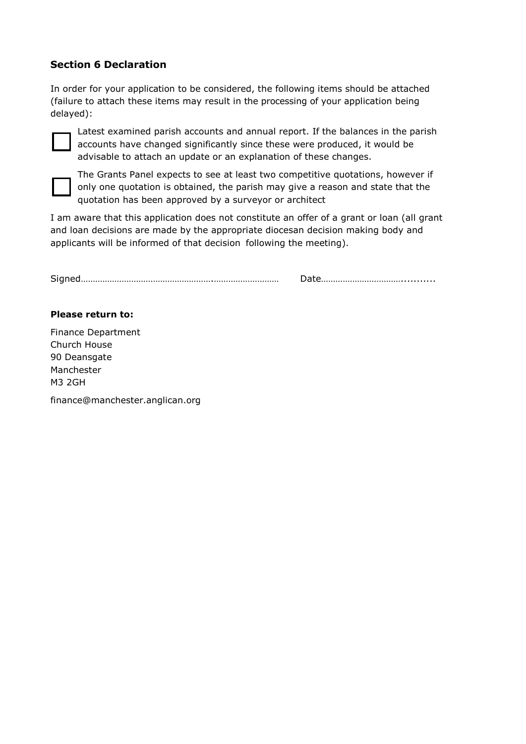## Section 6 Declaration

In order for your application to be considered, the following items should be attached (failure to attach these items may result in the processing of your application being delayed):

☐ Latest examined parish accounts and annual report. If the balances in the parish accounts have changed significantly since these were produced, it would be advisable to attach an update or an explanation of these changes.

☐ The Grants Panel expects to see at least two competitive quotations, however if only one quotation is obtained, the parish may give a reason and state that the quotation has been approved by a surveyor or architect

I am aware that this application does not constitute an offer of a grant or loan (all grant and loan decisions are made by the appropriate diocesan decision making body and applicants will be informed of that decision following the meeting).

Signed………………………………………………..……………………… Date…………………………….……….

**Please return to:**

Finance Department
Church House
90 Deansgate
Manchester
M3 2GH

finance@manchester.anglican.org